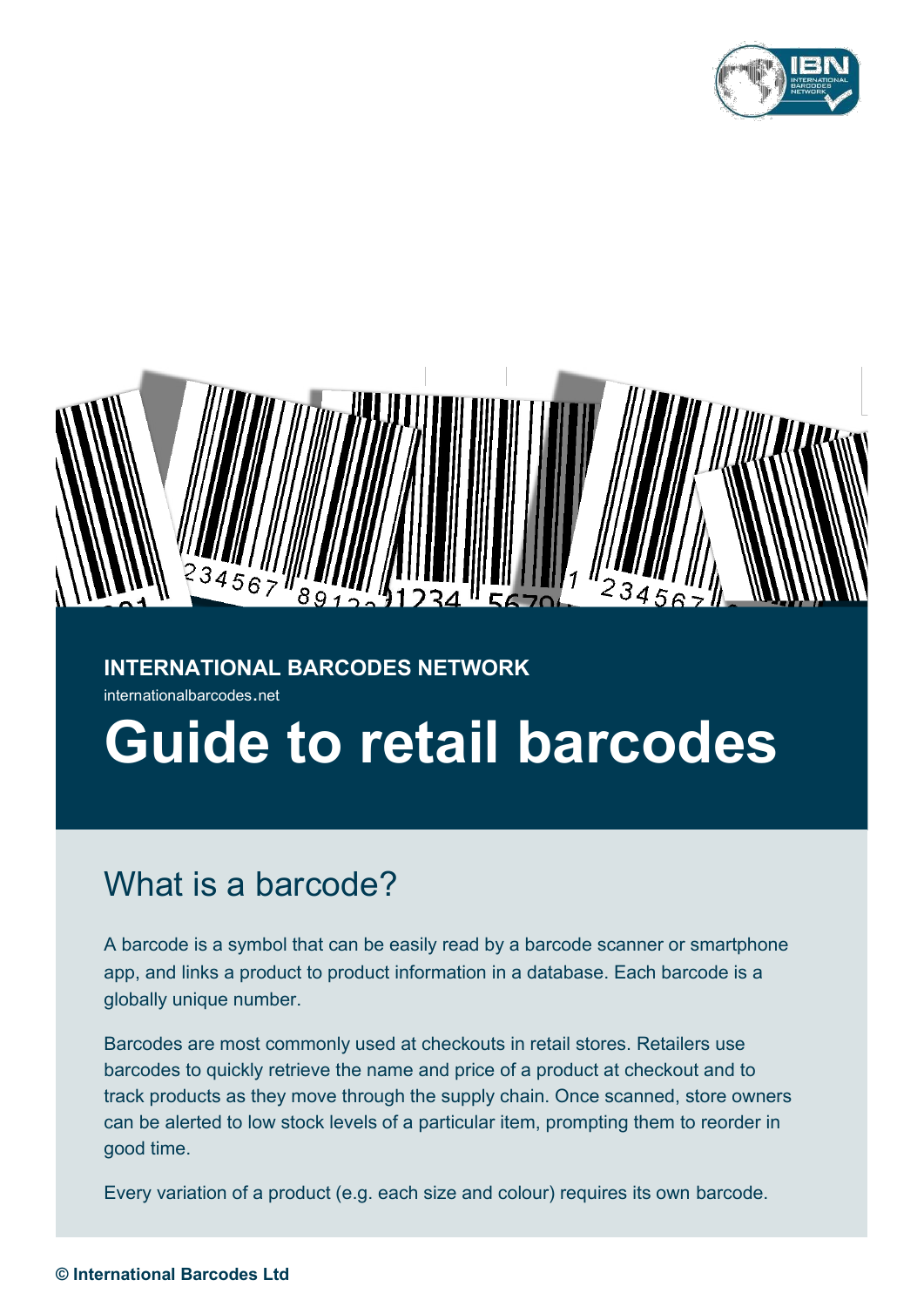**INTERNATIONAL BARCODES NETWORK**

internationalbarcodes.net

# Guide to retail barcodes

## What is a barcode?

A barcode is a symbol that can be easily read by a barcode scanner or smartphone app, and links a product to product information in a database. Each barcode is a globally unique number.

Barcodes are most commonly used at checkouts in retail stores. Retailers use barcodes to quickly retrieve the name and price of a product at checkout and to track products as they move through the supply chain. Once scanned, store owners can be alerted to low stock levels of a particular item, prompting them to reorder in good time.

Every variation of a product (e.g. each size and colour) requires its own barcode.

**© International Barcodes Ltd**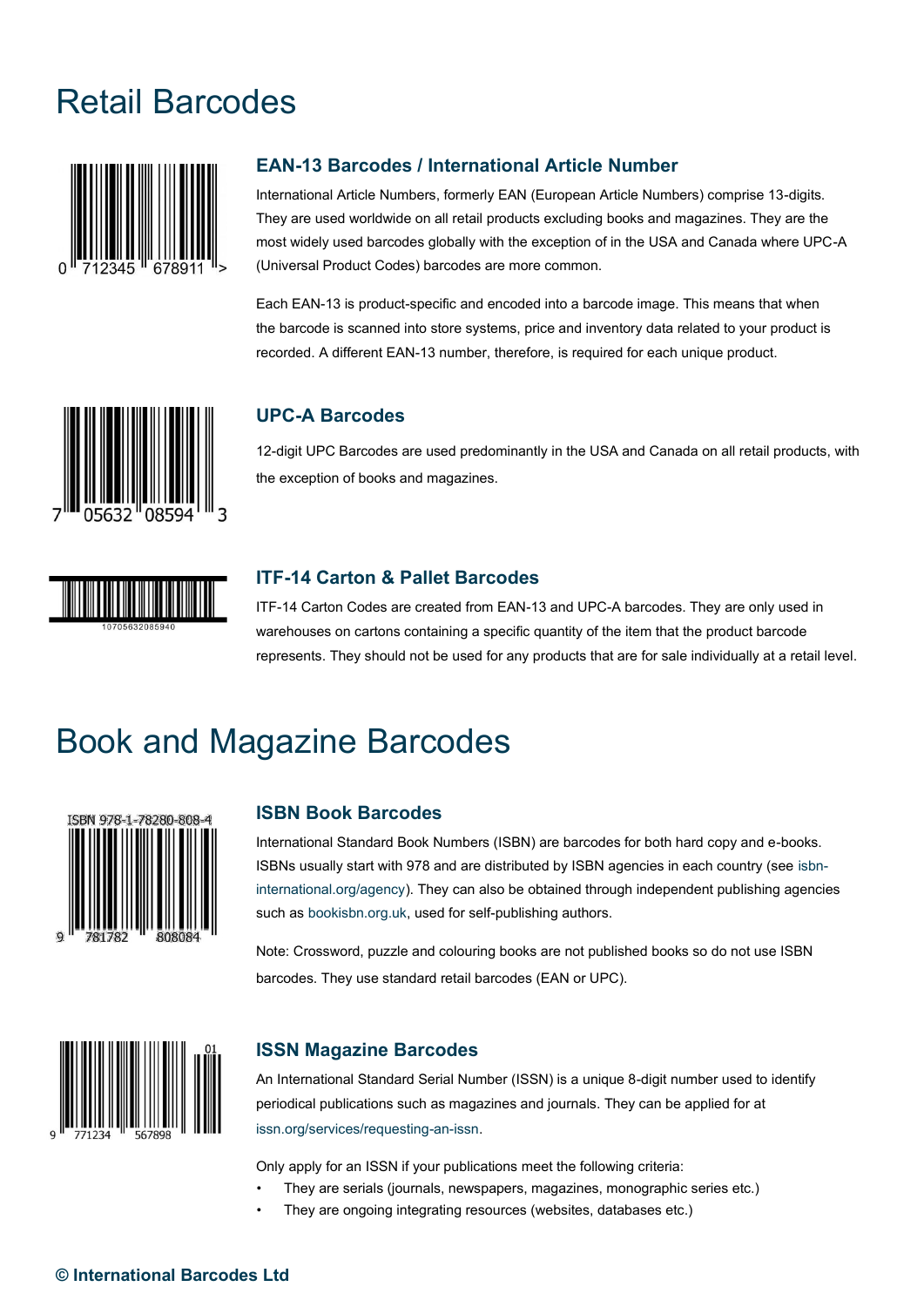# Retail Barcodes

### EAN-13 Barcodes / International Article Number

International Article Numbers, formerly EAN (European Article Numbers) comprise 13-digits. They are used worldwide on all retail products excluding books and magazines. They are the most widely used barcodes globally with the exception of in the USA and Canada where UPC-A (Universal Product Codes) barcodes are more common.

Each EAN-13 is product-specific and encoded into a barcode image. This means that when the barcode is scanned into store systems, price and inventory data related to your product is recorded. A different EAN-13 number, therefore, is required for each unique product.

### UPC-A Barcodes

12-digit UPC Barcodes are used predominantly in the USA and Canada on all retail products, with the exception of books and magazines.

### ITF-14 Carton & Pallet Barcodes

ITF-14 Carton Codes are created from EAN-13 and UPC-A barcodes. They are only used in warehouses on cartons containing a specific quantity of the item that the product barcode represents. They should not be used for any products that are for sale individually at a retail level.

# Book and Magazine Barcodes

### ISBN Book Barcodes

International Standard Book Numbers (ISBN) are barcodes for both hard copy and e-books. ISBNs usually start with 978 and are distributed by ISBN agencies in each country (see isbn-international.org/agency). They can also be obtained through independent publishing agencies such as bookisbn.org.uk, used for self-publishing authors.

Note: Crossword, puzzle and colouring books are not published books so do not use ISBN barcodes. They use standard retail barcodes (EAN or UPC).

### ISSN Magazine Barcodes

An International Standard Serial Number (ISSN) is a unique 8-digit number used to identify periodical publications such as magazines and journals. They can be applied for at issn.org/services/requesting-an-issn.

Only apply for an ISSN if your publications meet the following criteria:

- They are serials (journals, newspapers, magazines, monographic series etc.)
- They are ongoing integrating resources (websites, databases etc.)

**© International Barcodes Ltd**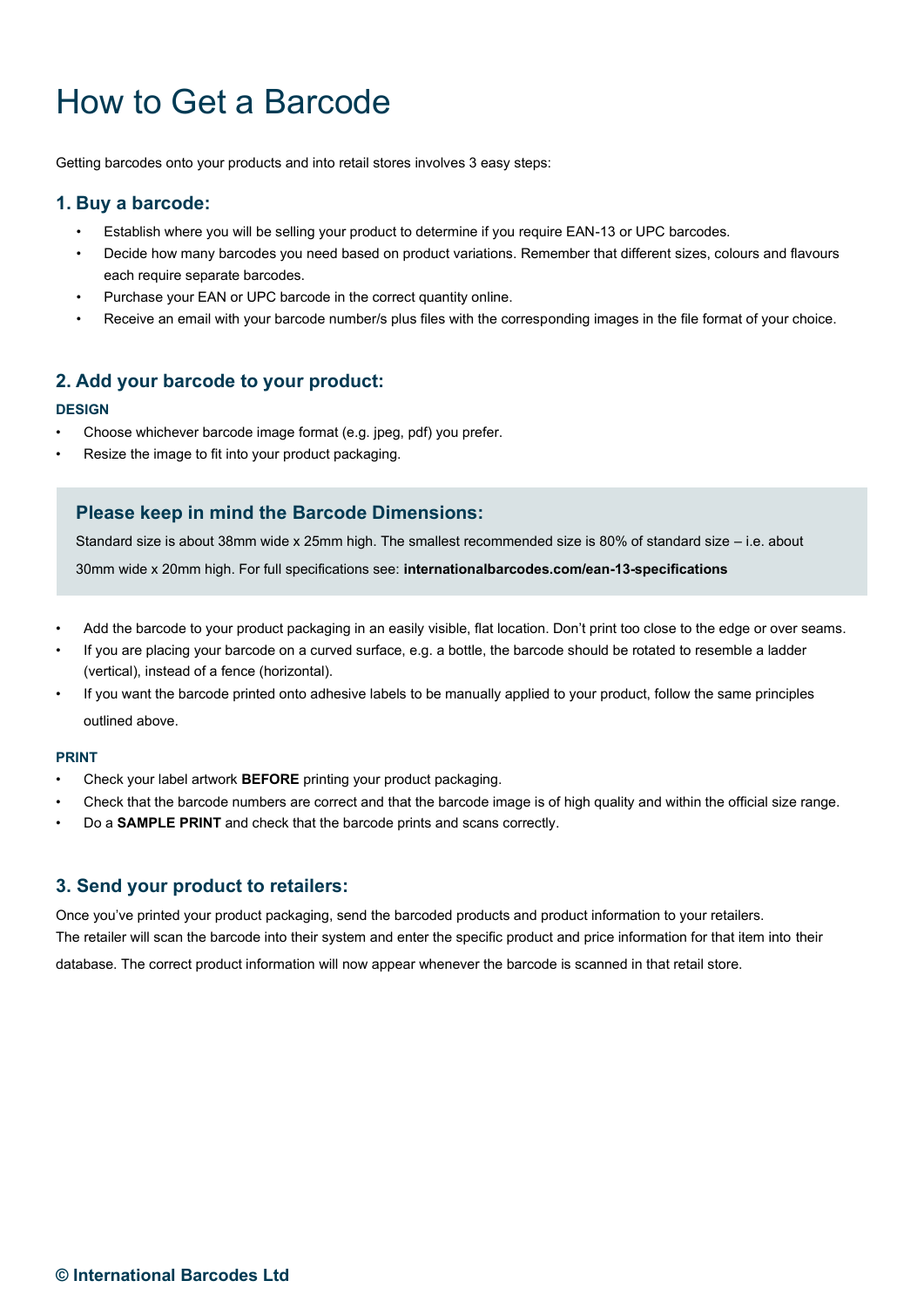# How to Get a Barcode

Getting barcodes onto your products and into retail stores involves 3 easy steps:

## 1. Buy a barcode:

- Establish where you will be selling your product to determine if you require EAN-13 or UPC barcodes.
- Decide how many barcodes you need based on product variations. Remember that different sizes, colours and flavours each require separate barcodes.
- Purchase your EAN or UPC barcode in the correct quantity online.
- Receive an email with your barcode number/s plus files with the corresponding images in the file format of your choice.

## 2. Add your barcode to your product:

### DESIGN

- Choose whichever barcode image format (e.g. jpeg, pdf) you prefer.
- Resize the image to fit into your product packaging.

### Please keep in mind the Barcode Dimensions:

Standard size is about 38mm wide x 25mm high. The smallest recommended size is 80% of standard size – i.e. about 30mm wide x 20mm high. For full specifications see: **internationalbarcodes.com/ean-13-specifications**

- Add the barcode to your product packaging in an easily visible, flat location. Don't print too close to the edge or over seams.
- If you are placing your barcode on a curved surface, e.g. a bottle, the barcode should be rotated to resemble a ladder (vertical), instead of a fence (horizontal).
- If you want the barcode printed onto adhesive labels to be manually applied to your product, follow the same principles outlined above.

### PRINT

- Check your label artwork **BEFORE** printing your product packaging.
- Check that the barcode numbers are correct and that the barcode image is of high quality and within the official size range.
- Do a **SAMPLE PRINT** and check that the barcode prints and scans correctly.

## 3. Send your product to retailers:

Once you've printed your product packaging, send the barcoded products and product information to your retailers. The retailer will scan the barcode into their system and enter the specific product and price information for that item into their database. The correct product information will now appear whenever the barcode is scanned in that retail store.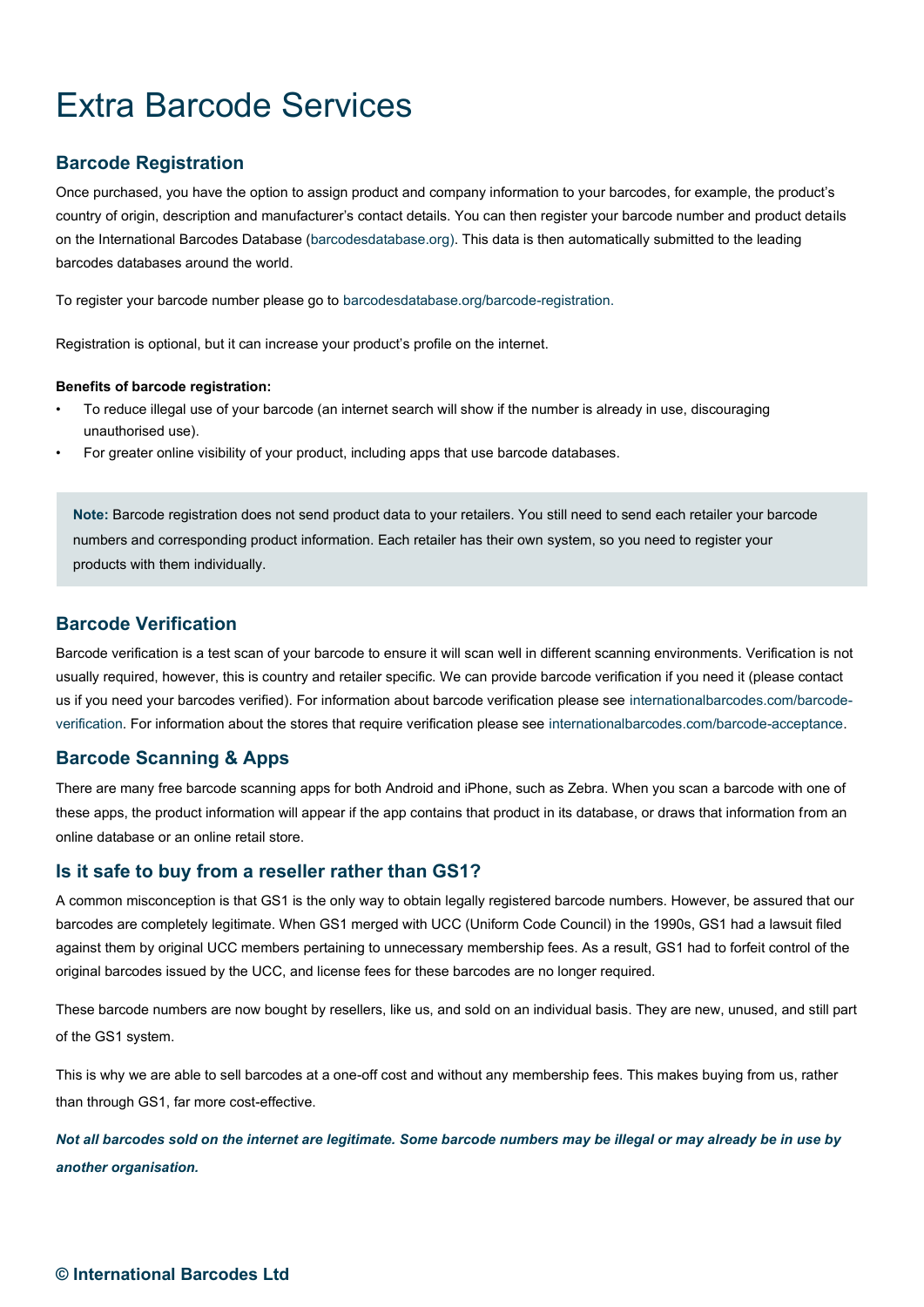# Extra Barcode Services

## Barcode Registration

Once purchased, you have the option to assign product and company information to your barcodes, for example, the product's country of origin, description and manufacturer's contact details. You can then register your barcode number and product details on the International Barcodes Database (barcodesdatabase.org). This data is then automatically submitted to the leading barcodes databases around the world.

To register your barcode number please go to barcodesdatabase.org/barcode-registration.

Registration is optional, but it can increase your product's profile on the internet.

**Benefits of barcode registration:**

- To reduce illegal use of your barcode (an internet search will show if the number is already in use, discouraging unauthorised use).
- For greater online visibility of your product, including apps that use barcode databases.

> **Note:** Barcode registration does not send product data to your retailers. You still need to send each retailer your barcode numbers and corresponding product information. Each retailer has their own system, so you need to register your products with them individually.

## Barcode Verification

Barcode verification is a test scan of your barcode to ensure it will scan well in different scanning environments. Verification is not usually required, however, this is country and retailer specific. We can provide barcode verification if you need it (please contact us if you need your barcodes verified). For information about barcode verification please see internationalbarcodes.com/barcode-verification. For information about the stores that require verification please see internationalbarcodes.com/barcode-acceptance.

## Barcode Scanning & Apps

There are many free barcode scanning apps for both Android and iPhone, such as Zebra. When you scan a barcode with one of these apps, the product information will appear if the app contains that product in its database, or draws that information from an online database or an online retail store.

## Is it safe to buy from a reseller rather than GS1?

A common misconception is that GS1 is the only way to obtain legally registered barcode numbers. However, be assured that our barcodes are completely legitimate. When GS1 merged with UCC (Uniform Code Council) in the 1990s, GS1 had a lawsuit filed against them by original UCC members pertaining to unnecessary membership fees. As a result, GS1 had to forfeit control of the original barcodes issued by the UCC, and license fees for these barcodes are no longer required.

These barcode numbers are now bought by resellers, like us, and sold on an individual basis. They are new, unused, and still part of the GS1 system.

This is why we are able to sell barcodes at a one-off cost and without any membership fees. This makes buying from us, rather than through GS1, far more cost-effective.

***Not all barcodes sold on the internet are legitimate. Some barcode numbers may be illegal or may already be in use by another organisation.***

**© International Barcodes Ltd**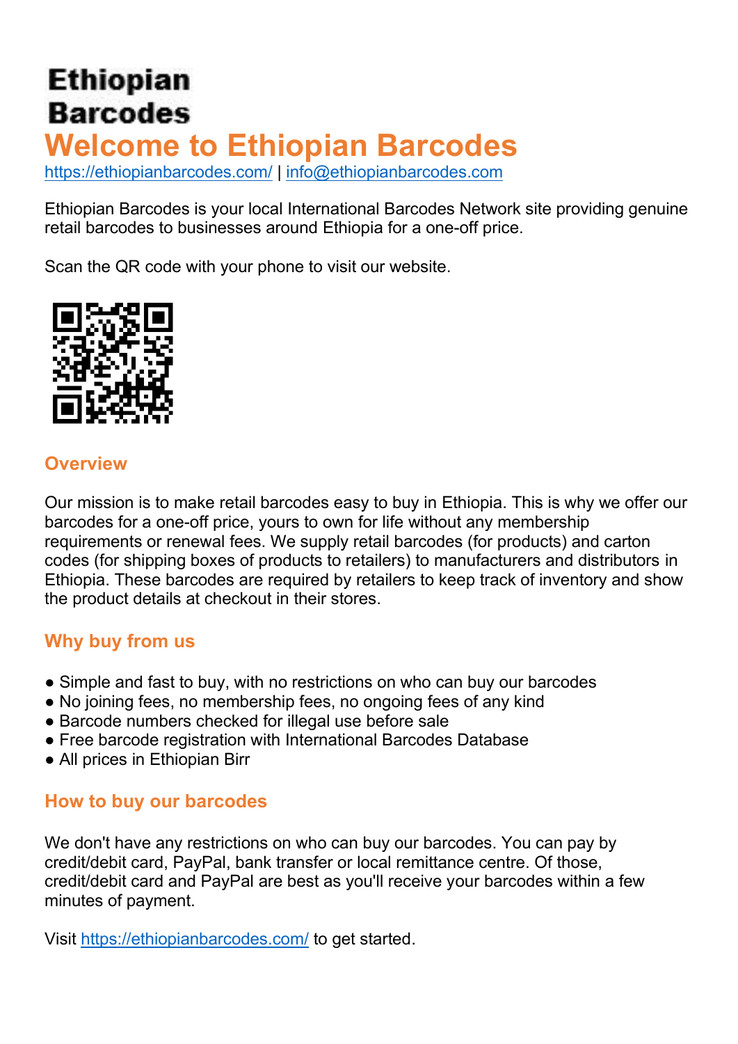Ethiopian Barcodes

# Welcome to Ethiopian Barcodes

https://ethiopianbarcodes.com/ | info@ethiopianbarcodes.com

Ethiopian Barcodes is your local International Barcodes Network site providing genuine retail barcodes to businesses around Ethiopia for a one-off price.

Scan the QR code with your phone to visit our website.

## Overview

Our mission is to make retail barcodes easy to buy in Ethiopia. This is why we offer our barcodes for a one-off price, yours to own for life without any membership requirements or renewal fees. We supply retail barcodes (for products) and carton codes (for shipping boxes of products to retailers) to manufacturers and distributors in Ethiopia. These barcodes are required by retailers to keep track of inventory and show the product details at checkout in their stores.

## Why buy from us

- Simple and fast to buy, with no restrictions on who can buy our barcodes
- No joining fees, no membership fees, no ongoing fees of any kind
- Barcode numbers checked for illegal use before sale
- Free barcode registration with International Barcodes Database
- All prices in Ethiopian Birr

## How to buy our barcodes

We don't have any restrictions on who can buy our barcodes. You can pay by credit/debit card, PayPal, bank transfer or local remittance centre. Of those, credit/debit card and PayPal are best as you'll receive your barcodes within a few minutes of payment.

Visit https://ethiopianbarcodes.com/ to get started.